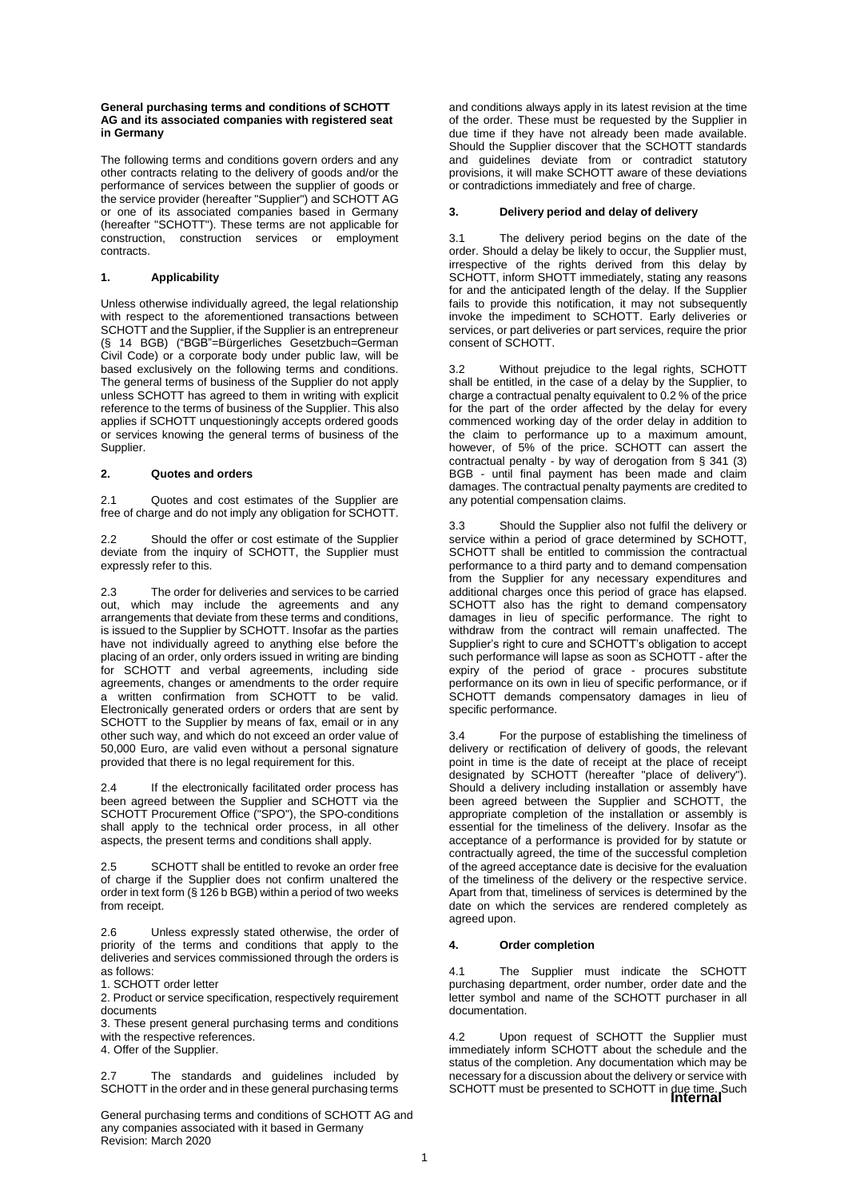**General purchasing terms and conditions of SCHOTT AG and its associated companies with registered seat in Germany**

The following terms and conditions govern orders and any other contracts relating to the delivery of goods and/or the performance of services between the supplier of goods or the service provider (hereafter "Supplier") and SCHOTT AG or one of its associated companies based in Germany (hereafter "SCHOTT"). These terms are not applicable for construction, construction services or employment contracts.

## 1. Applicability

Unless otherwise individually agreed, the legal relationship with respect to the aforementioned transactions between SCHOTT and the Supplier, if the Supplier is an entrepreneur (§ 14 BGB) ("BGB"=Bürgerliches Gesetzbuch=German Civil Code) or a corporate body under public law, will be based exclusively on the following terms and conditions. The general terms of business of the Supplier do not apply unless SCHOTT has agreed to them in writing with explicit reference to the terms of business of the Supplier. This also applies if SCHOTT unquestioningly accepts ordered goods or services knowing the general terms of business of the Supplier.

## 2. Quotes and orders

2.1 Quotes and cost estimates of the Supplier are free of charge and do not imply any obligation for SCHOTT.

2.2 Should the offer or cost estimate of the Supplier deviate from the inquiry of SCHOTT, the Supplier must expressly refer to this.

2.3 The order for deliveries and services to be carried out, which may include the agreements and any arrangements that deviate from these terms and conditions, is issued to the Supplier by SCHOTT. Insofar as the parties have not individually agreed to anything else before the placing of an order, only orders issued in writing are binding for SCHOTT and verbal agreements, including side agreements, changes or amendments to the order require a written confirmation from SCHOTT to be valid. Electronically generated orders or orders that are sent by SCHOTT to the Supplier by means of fax, email or in any other such way, and which do not exceed an order value of 50,000 Euro, are valid even without a personal signature provided that there is no legal requirement for this.

2.4 If the electronically facilitated order process has been agreed between the Supplier and SCHOTT via the SCHOTT Procurement Office ("SPO"), the SPO-conditions shall apply to the technical order process, in all other aspects, the present terms and conditions shall apply.

2.5 SCHOTT shall be entitled to revoke an order free of charge if the Supplier does not confirm unaltered the order in text form (§ 126 b BGB) within a period of two weeks from receipt.

2.6 Unless expressly stated otherwise, the order of priority of the terms and conditions that apply to the deliveries and services commissioned through the orders is as follows:

1. SCHOTT order letter
2. Product or service specification, respectively requirement documents
3. These present general purchasing terms and conditions with the respective references.
4. Offer of the Supplier.

2.7 The standards and guidelines included by SCHOTT in the order and in these general purchasing terms and conditions always apply in its latest revision at the time of the order. These must be requested by the Supplier in due time if they have not already been made available. Should the Supplier discover that the SCHOTT standards and guidelines deviate from or contradict statutory provisions, it will make SCHOTT aware of these deviations or contradictions immediately and free of charge.

## 3. Delivery period and delay of delivery

3.1 The delivery period begins on the date of the order. Should a delay be likely to occur, the Supplier must, irrespective of the rights derived from this delay by SCHOTT, inform SHOTT immediately, stating any reasons for and the anticipated length of the delay. If the Supplier fails to provide this notification, it may not subsequently invoke the impediment to SCHOTT. Early deliveries or services, or part deliveries or part services, require the prior consent of SCHOTT.

3.2 Without prejudice to the legal rights, SCHOTT shall be entitled, in the case of a delay by the Supplier, to charge a contractual penalty equivalent to 0.2 % of the price for the part of the order affected by the delay for every commenced working day of the order delay in addition to the claim to performance up to a maximum amount, however, of 5% of the price. SCHOTT can assert the contractual penalty - by way of derogation from § 341 (3) BGB - until final payment has been made and claim damages. The contractual penalty payments are credited to any potential compensation claims.

3.3 Should the Supplier also not fulfil the delivery or service within a period of grace determined by SCHOTT, SCHOTT shall be entitled to commission the contractual performance to a third party and to demand compensation from the Supplier for any necessary expenditures and additional charges once this period of grace has elapsed. SCHOTT also has the right to demand compensatory damages in lieu of specific performance. The right to withdraw from the contract will remain unaffected. The Supplier's right to cure and SCHOTT's obligation to accept such performance will lapse as soon as SCHOTT - after the expiry of the period of grace - procures substitute performance on its own in lieu of specific performance, or if SCHOTT demands compensatory damages in lieu of specific performance.

3.4 For the purpose of establishing the timeliness of delivery or rectification of delivery of goods, the relevant point in time is the date of receipt at the place of receipt designated by SCHOTT (hereafter "place of delivery"). Should a delivery including installation or assembly have been agreed between the Supplier and SCHOTT, the appropriate completion of the installation or assembly is essential for the timeliness of the delivery. Insofar as the acceptance of a performance is provided for by statute or contractually agreed, the time of the successful completion of the agreed acceptance date is decisive for the evaluation of the timeliness of the delivery or the respective service. Apart from that, timeliness of services is determined by the date on which the services are rendered completely as agreed upon.

## 4. Order completion

4.1 The Supplier must indicate the SCHOTT purchasing department, order number, order date and the letter symbol and name of the SCHOTT purchaser in all documentation.

4.2 Upon request of SCHOTT the Supplier must immediately inform SCHOTT about the schedule and the status of the completion. Any documentation which may be necessary for a discussion about the delivery or service with SCHOTT must be presented to SCHOTT in due time. Such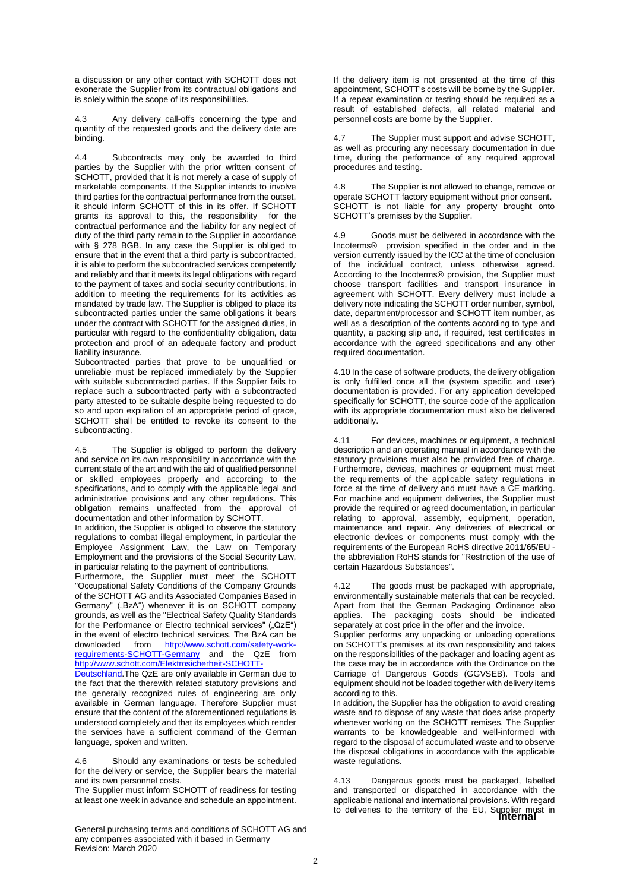a discussion or any other contact with SCHOTT does not exonerate the Supplier from its contractual obligations and is solely within the scope of its responsibilities.

4.3 Any delivery call-offs concerning the type and quantity of the requested goods and the delivery date are binding.

4.4 Subcontracts may only be awarded to third parties by the Supplier with the prior written consent of SCHOTT, provided that it is not merely a case of supply of marketable components. If the Supplier intends to involve third parties for the contractual performance from the outset, it should inform SCHOTT of this in its offer. If SCHOTT grants its approval to this, the responsibility for the contractual performance and the liability for any neglect of duty of the third party remain to the Supplier in accordance with § 278 BGB. In any case the Supplier is obliged to ensure that in the event that a third party is subcontracted, it is able to perform the subcontracted services competently and reliably and that it meets its legal obligations with regard to the payment of taxes and social security contributions, in addition to meeting the requirements for its activities as mandated by trade law. The Supplier is obliged to place its subcontracted parties under the same obligations it bears under the contract with SCHOTT for the assigned duties, in particular with regard to the confidentiality obligation, data protection and proof of an adequate factory and product liability insurance.

Subcontracted parties that prove to be unqualified or unreliable must be replaced immediately by the Supplier with suitable subcontracted parties. If the Supplier fails to replace such a subcontracted party with a subcontracted party attested to be suitable despite being requested to do so and upon expiration of an appropriate period of grace, SCHOTT shall be entitled to revoke its consent to the subcontracting.

4.5 The Supplier is obliged to perform the delivery and service on its own responsibility in accordance with the current state of the art and with the aid of qualified personnel or skilled employees properly and according to the specifications, and to comply with the applicable legal and administrative provisions and any other regulations. This obligation remains unaffected from the approval of documentation and other information by SCHOTT.

In addition, the Supplier is obliged to observe the statutory regulations to combat illegal employment, in particular the Employee Assignment Law, the Law on Temporary Employment and the provisions of the Social Security Law, in particular relating to the payment of contributions.

Furthermore, the Supplier must meet the SCHOTT "Occupational Safety Conditions of the Company Grounds of the SCHOTT AG and its Associated Companies Based in Germany" („BzA") whenever it is on SCHOTT company grounds, as well as the "Electrical Safety Quality Standards for the Performance or Electro technical services" („QzE") in the event of electro technical services. The BzA can be downloaded from http://www.schott.com/safety-work-requirements-SCHOTT-Germany and the QzE from http://www.schott.com/Elektrosicherheit-SCHOTT-Deutschland. The QzE are only available in German due to the fact that the therewith related statutory provisions and the generally recognized rules of engineering are only available in German language. Therefore Supplier must ensure that the content of the aforementioned regulations is understood completely and that its employees which render the services have a sufficient command of the German language, spoken and written.

4.6 Should any examinations or tests be scheduled for the delivery or service, the Supplier bears the material and its own personnel costs.

The Supplier must inform SCHOTT of readiness for testing at least one week in advance and schedule an appointment.

If the delivery item is not presented at the time of this appointment, SCHOTT's costs will be borne by the Supplier. If a repeat examination or testing should be required as a result of established defects, all related material and personnel costs are borne by the Supplier.

4.7 The Supplier must support and advise SCHOTT, as well as procuring any necessary documentation in due time, during the performance of any required approval procedures and testing.

4.8 The Supplier is not allowed to change, remove or operate SCHOTT factory equipment without prior consent. SCHOTT is not liable for any property brought onto SCHOTT's premises by the Supplier.

4.9 Goods must be delivered in accordance with the Incoterms® provision specified in the order and in the version currently issued by the ICC at the time of conclusion of the individual contract, unless otherwise agreed. According to the Incoterms® provision, the Supplier must choose transport facilities and transport insurance in agreement with SCHOTT. Every delivery must include a delivery note indicating the SCHOTT order number, symbol, date, department/processor and SCHOTT item number, as well as a description of the contents according to type and quantity, a packing slip and, if required, test certificates in accordance with the agreed specifications and any other required documentation.

4.10 In the case of software products, the delivery obligation is only fulfilled once all the (system specific and user) documentation is provided. For any application developed specifically for SCHOTT, the source code of the application with its appropriate documentation must also be delivered additionally.

4.11 For devices, machines or equipment, a technical description and an operating manual in accordance with the statutory provisions must also be provided free of charge. Furthermore, devices, machines or equipment must meet the requirements of the applicable safety regulations in force at the time of delivery and must have a CE marking. For machine and equipment deliveries, the Supplier must provide the required or agreed documentation, in particular relating to approval, assembly, equipment, operation, maintenance and repair. Any deliveries of electrical or electronic devices or components must comply with the requirements of the European RoHS directive 2011/65/EU - the abbreviation RoHS stands for "Restriction of the use of certain Hazardous Substances".

4.12 The goods must be packaged with appropriate, environmentally sustainable materials that can be recycled. Apart from that the German Packaging Ordinance also applies. The packaging costs should be indicated separately at cost price in the offer and the invoice.

Supplier performs any unpacking or unloading operations on SCHOTT's premises at its own responsibility and takes on the responsibilities of the packager and loading agent as the case may be in accordance with the Ordinance on the Carriage of Dangerous Goods (GGVSEB). Tools and equipment should not be loaded together with delivery items according to this.

In addition, the Supplier has the obligation to avoid creating waste and to dispose of any waste that does arise properly whenever working on the SCHOTT remises. The Supplier warrants to be knowledgeable and well-informed with regard to the disposal of accumulated waste and to observe the disposal obligations in accordance with the applicable waste regulations.

4.13 Dangerous goods must be packaged, labelled and transported or dispatched in accordance with the applicable national and international provisions. With regard to deliveries to the territory of the EU, Supplier must in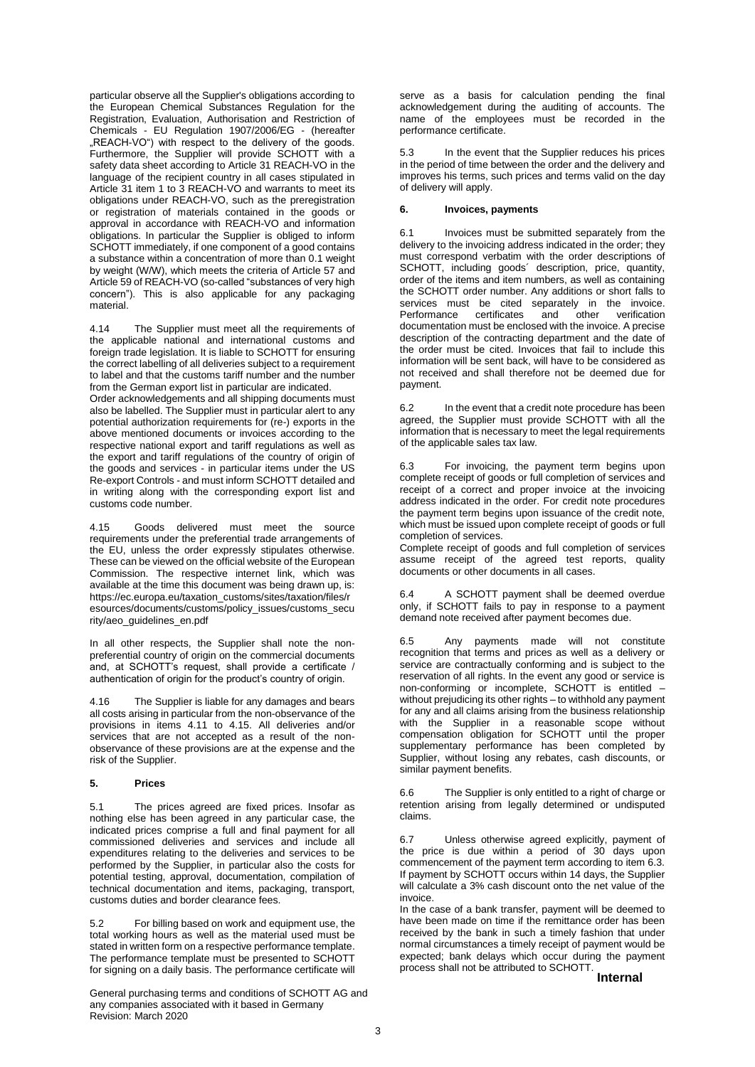particular observe all the Supplier's obligations according to the European Chemical Substances Regulation for the Registration, Evaluation, Authorisation and Restriction of Chemicals - EU Regulation 1907/2006/EG - (hereafter „REACH-VO") with respect to the delivery of the goods. Furthermore, the Supplier will provide SCHOTT with a safety data sheet according to Article 31 REACH-VO in the language of the recipient country in all cases stipulated in Article 31 item 1 to 3 REACH-VO and warrants to meet its obligations under REACH-VO, such as the preregistration or registration of materials contained in the goods or approval in accordance with REACH-VO and information obligations. In particular the Supplier is obliged to inform SCHOTT immediately, if one component of a good contains a substance within a concentration of more than 0.1 weight by weight (W/W), which meets the criteria of Article 57 and Article 59 of REACH-VO (so-called "substances of very high concern"). This is also applicable for any packaging material.

4.14 The Supplier must meet all the requirements of the applicable national and international customs and foreign trade legislation. It is liable to SCHOTT for ensuring the correct labelling of all deliveries subject to a requirement to label and that the customs tariff number and the number from the German export list in particular are indicated.
Order acknowledgements and all shipping documents must also be labelled. The Supplier must in particular alert to any potential authorization requirements for (re-) exports in the above mentioned documents or invoices according to the respective national export and tariff regulations as well as the export and tariff regulations of the country of origin of the goods and services - in particular items under the US Re-export Controls - and must inform SCHOTT detailed and in writing along with the corresponding export list and customs code number.

4.15 Goods delivered must meet the source requirements under the preferential trade arrangements of the EU, unless the order expressly stipulates otherwise. These can be viewed on the official website of the European Commission. The respective internet link, which was available at the time this document was drawn up, is: https://ec.europa.eu/taxation_customs/sites/taxation/files/resources/documents/customs/policy_issues/customs_security/aeo_guidelines_en.pdf

In all other respects, the Supplier shall note the non-preferential country of origin on the commercial documents and, at SCHOTT's request, shall provide a certificate / authentication of origin for the product's country of origin.

4.16 The Supplier is liable for any damages and bears all costs arising in particular from the non-observance of the provisions in items 4.11 to 4.15. All deliveries and/or services that are not accepted as a result of the non-observance of these provisions are at the expense and the risk of the Supplier.

## 5. Prices

5.1 The prices agreed are fixed prices. Insofar as nothing else has been agreed in any particular case, the indicated prices comprise a full and final payment for all commissioned deliveries and services and include all expenditures relating to the deliveries and services to be performed by the Supplier, in particular also the costs for potential testing, approval, documentation, compilation of technical documentation and items, packaging, transport, customs duties and border clearance fees.

5.2 For billing based on work and equipment use, the total working hours as well as the material used must be stated in written form on a respective performance template. The performance template must be presented to SCHOTT for signing on a daily basis. The performance certificate will serve as a basis for calculation pending the final acknowledgement during the auditing of accounts. The name of the employees must be recorded in the performance certificate.

5.3 In the event that the Supplier reduces his prices in the period of time between the order and the delivery and improves his terms, such prices and terms valid on the day of delivery will apply.

## 6. Invoices, payments

6.1 Invoices must be submitted separately from the delivery to the invoicing address indicated in the order; they must correspond verbatim with the order descriptions of SCHOTT, including goods´ description, price, quantity, order of the items and item numbers, as well as containing the SCHOTT order number. Any additions or short falls to services must be cited separately in the invoice. Performance certificates and other verification documentation must be enclosed with the invoice. A precise description of the contracting department and the date of the order must be cited. Invoices that fail to include this information will be sent back, will have to be considered as not received and shall therefore not be deemed due for payment.

6.2 In the event that a credit note procedure has been agreed, the Supplier must provide SCHOTT with all the information that is necessary to meet the legal requirements of the applicable sales tax law.

6.3 For invoicing, the payment term begins upon complete receipt of goods or full completion of services and receipt of a correct and proper invoice at the invoicing address indicated in the order. For credit note procedures the payment term begins upon issuance of the credit note, which must be issued upon complete receipt of goods or full completion of services.
Complete receipt of goods and full completion of services assume receipt of the agreed test reports, quality documents or other documents in all cases.

6.4 A SCHOTT payment shall be deemed overdue only, if SCHOTT fails to pay in response to a payment demand note received after payment becomes due.

6.5 Any payments made will not constitute recognition that terms and prices as well as a delivery or service are contractually conforming and is subject to the reservation of all rights. In the event any good or service is non-conforming or incomplete, SCHOTT is entitled – without prejudicing its other rights – to withhold any payment for any and all claims arising from the business relationship with the Supplier in a reasonable scope without compensation obligation for SCHOTT until the proper supplementary performance has been completed by Supplier, without losing any rebates, cash discounts, or similar payment benefits.

6.6 The Supplier is only entitled to a right of charge or retention arising from legally determined or undisputed claims.

6.7 Unless otherwise agreed explicitly, payment of the price is due within a period of 30 days upon commencement of the payment term according to item 6.3. If payment by SCHOTT occurs within 14 days, the Supplier will calculate a 3% cash discount onto the net value of the invoice.
In the case of a bank transfer, payment will be deemed to have been made on time if the remittance order has been received by the bank in such a timely fashion that under normal circumstances a timely receipt of payment would be expected; bank delays which occur during the payment process shall not be attributed to SCHOTT.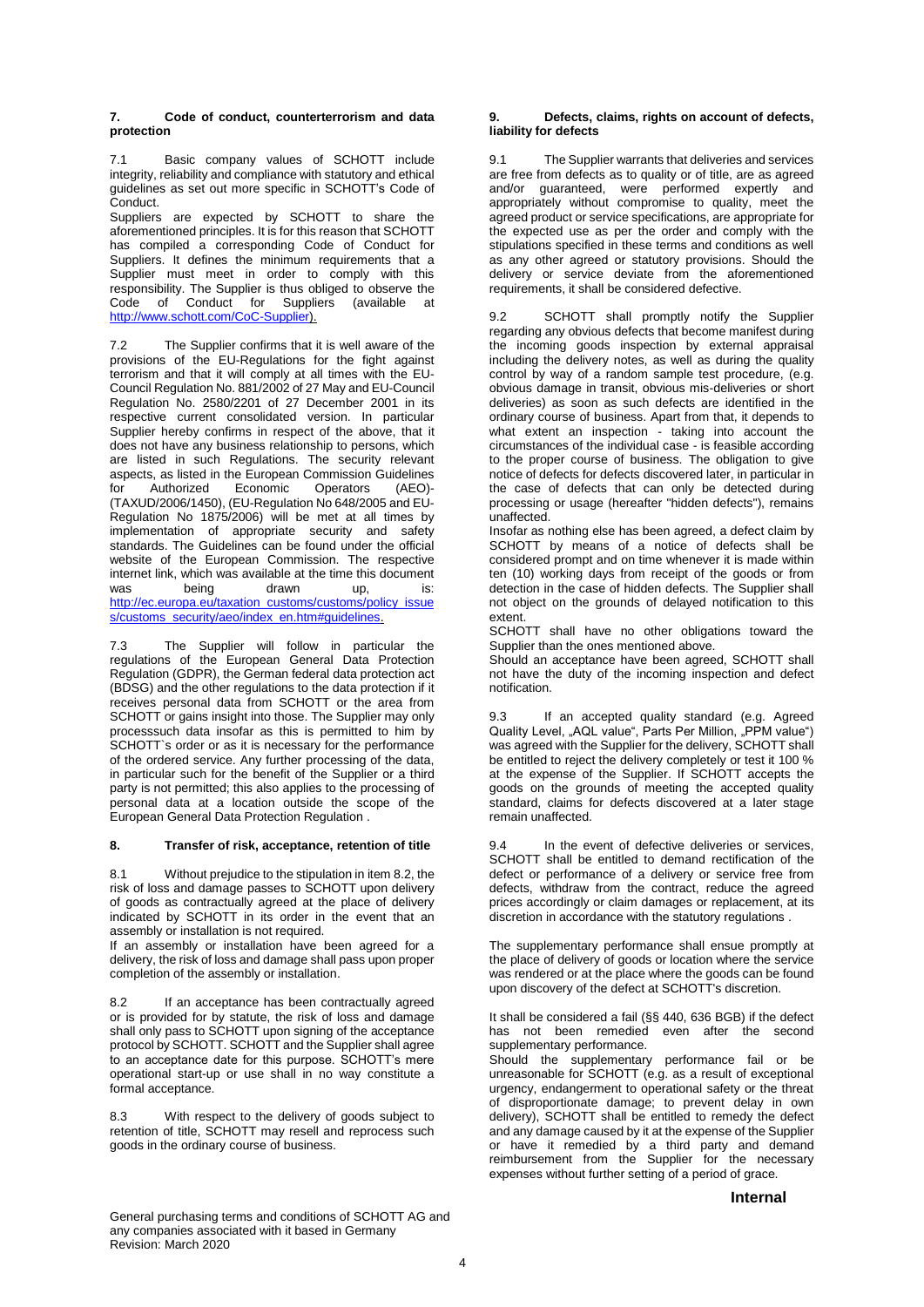## 7. Code of conduct, counterterrorism and data protection

7.1 Basic company values of SCHOTT include integrity, reliability and compliance with statutory and ethical guidelines as set out more specific in SCHOTT's Code of Conduct.

Suppliers are expected by SCHOTT to share the aforementioned principles. It is for this reason that SCHOTT has compiled a corresponding Code of Conduct for Suppliers. It defines the minimum requirements that a Supplier must meet in order to comply with this responsibility. The Supplier is thus obliged to observe the Code of Conduct for Suppliers (available at http://www.schott.com/CoC-Supplier).

7.2 The Supplier confirms that it is well aware of the provisions of the EU-Regulations for the fight against terrorism and that it will comply at all times with the EU-Council Regulation No. 881/2002 of 27 May and EU-Council Regulation No. 2580/2201 of 27 December 2001 in its respective current consolidated version. In particular Supplier hereby confirms in respect of the above, that it does not have any business relationship to persons, which are listed in such Regulations. The security relevant aspects, as listed in the European Commission Guidelines for Authorized Economic Operators (AEO)-(TAXUD/2006/1450), (EU-Regulation No 648/2005 and EU-Regulation No 1875/2006) will be met at all times by implementation of appropriate security and safety standards. The Guidelines can be found under the official website of the European Commission. The respective internet link, which was available at the time this document was being drawn up, is: http://ec.europa.eu/taxation_customs/customs/policy_issues/customs_security/aeo/index_en.htm#guidelines.

7.3 The Supplier will follow in particular the regulations of the European General Data Protection Regulation (GDPR), the German federal data protection act (BDSG) and the other regulations to the data protection if it receives personal data from SCHOTT or the area from SCHOTT or gains insight into those. The Supplier may only processsuch data insofar as this is permitted to him by SCHOTT`s order or as it is necessary for the performance of the ordered service. Any further processing of the data, in particular such for the benefit of the Supplier or a third party is not permitted; this also applies to the processing of personal data at a location outside the scope of the European General Data Protection Regulation .

## 8. Transfer of risk, acceptance, retention of title

8.1 Without prejudice to the stipulation in item 8.2, the risk of loss and damage passes to SCHOTT upon delivery of goods as contractually agreed at the place of delivery indicated by SCHOTT in its order in the event that an assembly or installation is not required.

If an assembly or installation have been agreed for a delivery, the risk of loss and damage shall pass upon proper completion of the assembly or installation.

8.2 If an acceptance has been contractually agreed or is provided for by statute, the risk of loss and damage shall only pass to SCHOTT upon signing of the acceptance protocol by SCHOTT. SCHOTT and the Supplier shall agree to an acceptance date for this purpose. SCHOTT's mere operational start-up or use shall in no way constitute a formal acceptance.

8.3 With respect to the delivery of goods subject to retention of title, SCHOTT may resell and reprocess such goods in the ordinary course of business.

## 9. Defects, claims, rights on account of defects, liability for defects

9.1 The Supplier warrants that deliveries and services are free from defects as to quality or of title, are as agreed and/or guaranteed, were performed expertly and appropriately without compromise to quality, meet the agreed product or service specifications, are appropriate for the expected use as per the order and comply with the stipulations specified in these terms and conditions as well as any other agreed or statutory provisions. Should the delivery or service deviate from the aforementioned requirements, it shall be considered defective.

9.2 SCHOTT shall promptly notify the Supplier regarding any obvious defects that become manifest during the incoming goods inspection by external appraisal including the delivery notes, as well as during the quality control by way of a random sample test procedure, (e.g. obvious damage in transit, obvious mis-deliveries or short deliveries) as soon as such defects are identified in the ordinary course of business. Apart from that, it depends to what extent an inspection - taking into account the circumstances of the individual case - is feasible according to the proper course of business. The obligation to give notice of defects for defects discovered later, in particular in the case of defects that can only be detected during processing or usage (hereafter "hidden defects"), remains unaffected.

Insofar as nothing else has been agreed, a defect claim by SCHOTT by means of a notice of defects shall be considered prompt and on time whenever it is made within ten (10) working days from receipt of the goods or from detection in the case of hidden defects. The Supplier shall not object on the grounds of delayed notification to this extent.

SCHOTT shall have no other obligations toward the Supplier than the ones mentioned above.

Should an acceptance have been agreed, SCHOTT shall not have the duty of the incoming inspection and defect notification.

9.3 If an accepted quality standard (e.g. Agreed Quality Level, „AQL value", Parts Per Million, „PPM value") was agreed with the Supplier for the delivery, SCHOTT shall be entitled to reject the delivery completely or test it 100 % at the expense of the Supplier. If SCHOTT accepts the goods on the grounds of meeting the accepted quality standard, claims for defects discovered at a later stage remain unaffected.

9.4 In the event of defective deliveries or services, SCHOTT shall be entitled to demand rectification of the defect or performance of a delivery or service free from defects, withdraw from the contract, reduce the agreed prices accordingly or claim damages or replacement, at its discretion in accordance with the statutory regulations .

The supplementary performance shall ensue promptly at the place of delivery of goods or location where the service was rendered or at the place where the goods can be found upon discovery of the defect at SCHOTT's discretion.

It shall be considered a fail (§§ 440, 636 BGB) if the defect has not been remedied even after the second supplementary performance.

Should the supplementary performance fail or be unreasonable for SCHOTT (e.g. as a result of exceptional urgency, endangerment to operational safety or the threat of disproportionate damage; to prevent delay in own delivery), SCHOTT shall be entitled to remedy the defect and any damage caused by it at the expense of the Supplier or have it remedied by a third party and demand reimbursement from the Supplier for the necessary expenses without further setting of a period of grace.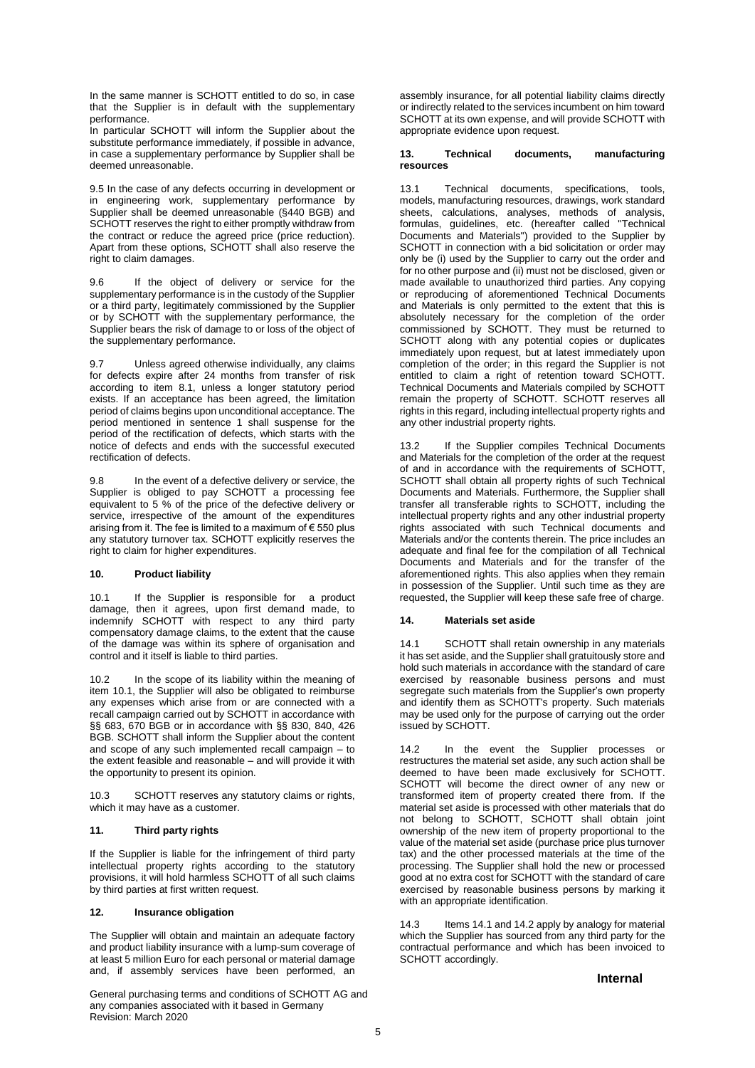In the same manner is SCHOTT entitled to do so, in case that the Supplier is in default with the supplementary performance.
In particular SCHOTT will inform the Supplier about the substitute performance immediately, if possible in advance, in case a supplementary performance by Supplier shall be deemed unreasonable.

9.5 In the case of any defects occurring in development or in engineering work, supplementary performance by Supplier shall be deemed unreasonable (§440 BGB) and SCHOTT reserves the right to either promptly withdraw from the contract or reduce the agreed price (price reduction). Apart from these options, SCHOTT shall also reserve the right to claim damages.

9.6 If the object of delivery or service for the supplementary performance is in the custody of the Supplier or a third party, legitimately commissioned by the Supplier or by SCHOTT with the supplementary performance, the Supplier bears the risk of damage to or loss of the object of the supplementary performance.

9.7 Unless agreed otherwise individually, any claims for defects expire after 24 months from transfer of risk according to item 8.1, unless a longer statutory period exists. If an acceptance has been agreed, the limitation period of claims begins upon unconditional acceptance. The period mentioned in sentence 1 shall suspense for the period of the rectification of defects, which starts with the notice of defects and ends with the successful executed rectification of defects.

9.8 In the event of a defective delivery or service, the Supplier is obliged to pay SCHOTT a processing fee equivalent to 5 % of the price of the defective delivery or service, irrespective of the amount of the expenditures arising from it. The fee is limited to a maximum of € 550 plus any statutory turnover tax. SCHOTT explicitly reserves the right to claim for higher expenditures.

## 10. Product liability

10.1 If the Supplier is responsible for a product damage, then it agrees, upon first demand made, to indemnify SCHOTT with respect to any third party compensatory damage claims, to the extent that the cause of the damage was within its sphere of organisation and control and it itself is liable to third parties.

10.2 In the scope of its liability within the meaning of item 10.1, the Supplier will also be obligated to reimburse any expenses which arise from or are connected with a recall campaign carried out by SCHOTT in accordance with §§ 683, 670 BGB or in accordance with §§ 830, 840, 426 BGB. SCHOTT shall inform the Supplier about the content and scope of any such implemented recall campaign – to the extent feasible and reasonable – and will provide it with the opportunity to present its opinion.

10.3 SCHOTT reserves any statutory claims or rights, which it may have as a customer.

## 11. Third party rights

If the Supplier is liable for the infringement of third party intellectual property rights according to the statutory provisions, it will hold harmless SCHOTT of all such claims by third parties at first written request.

## 12. Insurance obligation

The Supplier will obtain and maintain an adequate factory and product liability insurance with a lump-sum coverage of at least 5 million Euro for each personal or material damage and, if assembly services have been performed, an assembly insurance, for all potential liability claims directly or indirectly related to the services incumbent on him toward SCHOTT at its own expense, and will provide SCHOTT with appropriate evidence upon request.

## 13. Technical documents, manufacturing resources

13.1 Technical documents, specifications, tools, models, manufacturing resources, drawings, work standard sheets, calculations, analyses, methods of analysis, formulas, guidelines, etc. (hereafter called "Technical Documents and Materials") provided to the Supplier by SCHOTT in connection with a bid solicitation or order may only be (i) used by the Supplier to carry out the order and for no other purpose and (ii) must not be disclosed, given or made available to unauthorized third parties. Any copying or reproducing of aforementioned Technical Documents and Materials is only permitted to the extent that this is absolutely necessary for the completion of the order commissioned by SCHOTT. They must be returned to SCHOTT along with any potential copies or duplicates immediately upon request, but at latest immediately upon completion of the order; in this regard the Supplier is not entitled to claim a right of retention toward SCHOTT. Technical Documents and Materials compiled by SCHOTT remain the property of SCHOTT. SCHOTT reserves all rights in this regard, including intellectual property rights and any other industrial property rights.

13.2 If the Supplier compiles Technical Documents and Materials for the completion of the order at the request of and in accordance with the requirements of SCHOTT, SCHOTT shall obtain all property rights of such Technical Documents and Materials. Furthermore, the Supplier shall transfer all transferable rights to SCHOTT, including the intellectual property rights and any other industrial property rights associated with such Technical documents and Materials and/or the contents therein. The price includes an adequate and final fee for the compilation of all Technical Documents and Materials and for the transfer of the aforementioned rights. This also applies when they remain in possession of the Supplier. Until such time as they are requested, the Supplier will keep these safe free of charge.

## 14. Materials set aside

14.1 SCHOTT shall retain ownership in any materials it has set aside, and the Supplier shall gratuitously store and hold such materials in accordance with the standard of care exercised by reasonable business persons and must segregate such materials from the Supplier's own property and identify them as SCHOTT's property. Such materials may be used only for the purpose of carrying out the order issued by SCHOTT.

14.2 In the event the Supplier processes or restructures the material set aside, any such action shall be deemed to have been made exclusively for SCHOTT. SCHOTT will become the direct owner of any new or transformed item of property created there from. If the material set aside is processed with other materials that do not belong to SCHOTT, SCHOTT shall obtain joint ownership of the new item of property proportional to the value of the material set aside (purchase price plus turnover tax) and the other processed materials at the time of the processing. The Supplier shall hold the new or processed good at no extra cost for SCHOTT with the standard of care exercised by reasonable business persons by marking it with an appropriate identification.

14.3 Items 14.1 and 14.2 apply by analogy for material which the Supplier has sourced from any third party for the contractual performance and which has been invoiced to SCHOTT accordingly.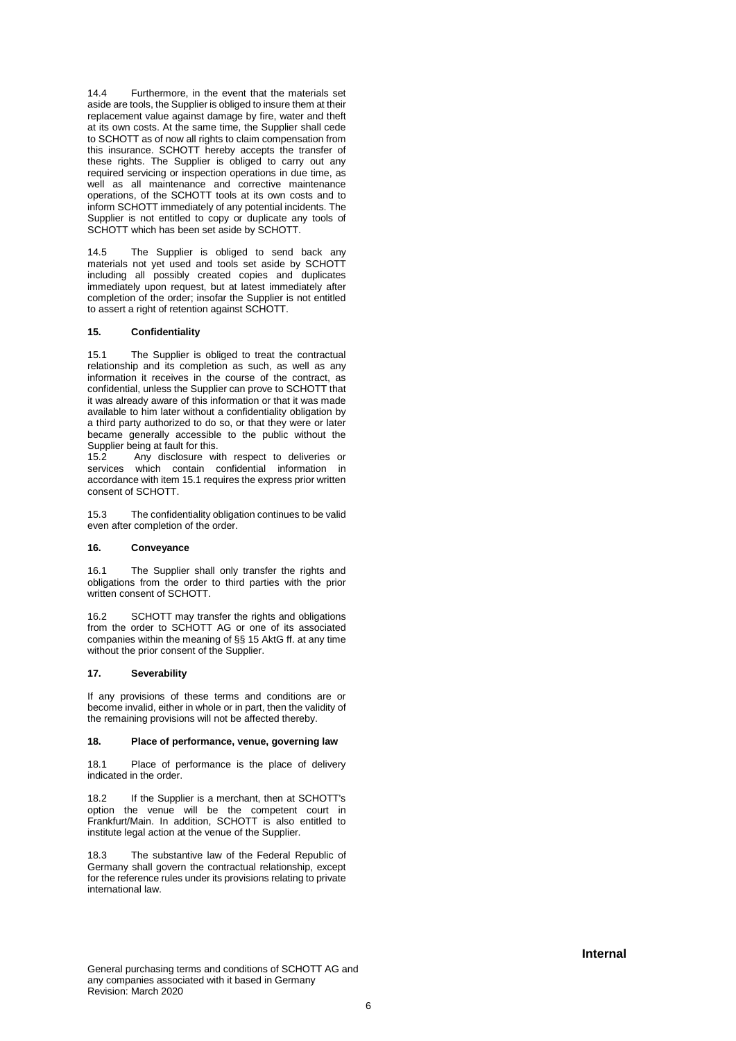14.4 Furthermore, in the event that the materials set aside are tools, the Supplier is obliged to insure them at their replacement value against damage by fire, water and theft at its own costs. At the same time, the Supplier shall cede to SCHOTT as of now all rights to claim compensation from this insurance. SCHOTT hereby accepts the transfer of these rights. The Supplier is obliged to carry out any required servicing or inspection operations in due time, as well as all maintenance and corrective maintenance operations, of the SCHOTT tools at its own costs and to inform SCHOTT immediately of any potential incidents. The Supplier is not entitled to copy or duplicate any tools of SCHOTT which has been set aside by SCHOTT.

14.5 The Supplier is obliged to send back any materials not yet used and tools set aside by SCHOTT including all possibly created copies and duplicates immediately upon request, but at latest immediately after completion of the order; insofar the Supplier is not entitled to assert a right of retention against SCHOTT.

## 15. Confidentiality

15.1 The Supplier is obliged to treat the contractual relationship and its completion as such, as well as any information it receives in the course of the contract, as confidential, unless the Supplier can prove to SCHOTT that it was already aware of this information or that it was made available to him later without a confidentiality obligation by a third party authorized to do so, or that they were or later became generally accessible to the public without the Supplier being at fault for this.

15.2 Any disclosure with respect to deliveries or services which contain confidential information in accordance with item 15.1 requires the express prior written consent of SCHOTT.

15.3 The confidentiality obligation continues to be valid even after completion of the order.

## 16. Conveyance

16.1 The Supplier shall only transfer the rights and obligations from the order to third parties with the prior written consent of SCHOTT.

16.2 SCHOTT may transfer the rights and obligations from the order to SCHOTT AG or one of its associated companies within the meaning of §§ 15 AktG ff. at any time without the prior consent of the Supplier.

## 17. Severability

If any provisions of these terms and conditions are or become invalid, either in whole or in part, then the validity of the remaining provisions will not be affected thereby.

## 18. Place of performance, venue, governing law

18.1 Place of performance is the place of delivery indicated in the order.

18.2 If the Supplier is a merchant, then at SCHOTT's option the venue will be the competent court in Frankfurt/Main. In addition, SCHOTT is also entitled to institute legal action at the venue of the Supplier.

18.3 The substantive law of the Federal Republic of Germany shall govern the contractual relationship, except for the reference rules under its provisions relating to private international law.